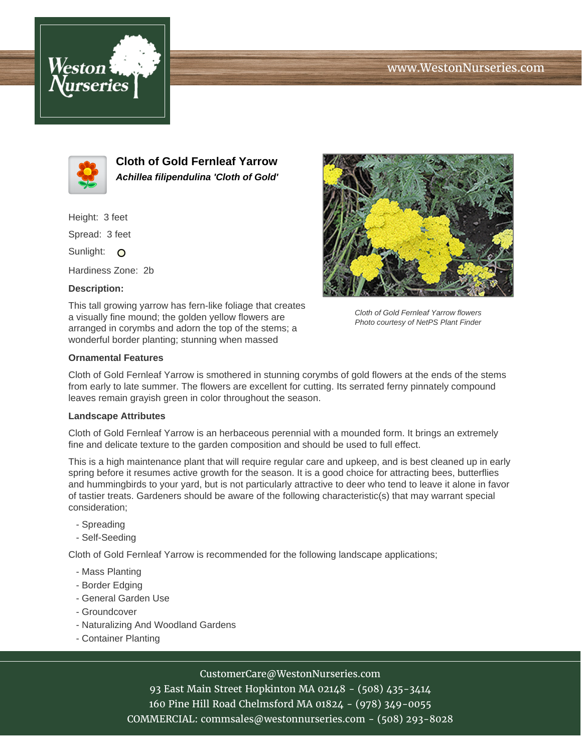Weston Nurseries

www.WestonNurseries.com

# Cloth of Gold Fernleaf Yarrow

***Achillea filipendulina 'Cloth of Gold'***

Height: 3 feet

Spread: 3 feet

Sunlight: O

Hardiness Zone: 2b

**Description:**

This tall growing yarrow has fern-like foliage that creates a visually fine mound; the golden yellow flowers are arranged in corymbs and adorn the top of the stems; a wonderful border planting; stunning when massed

*Cloth of Gold Fernleaf Yarrow flowers*
*Photo courtesy of NetPS Plant Finder*

**Ornamental Features**

Cloth of Gold Fernleaf Yarrow is smothered in stunning corymbs of gold flowers at the ends of the stems from early to late summer. The flowers are excellent for cutting. Its serrated ferny pinnately compound leaves remain grayish green in color throughout the season.

**Landscape Attributes**

Cloth of Gold Fernleaf Yarrow is an herbaceous perennial with a mounded form. It brings an extremely fine and delicate texture to the garden composition and should be used to full effect.

This is a high maintenance plant that will require regular care and upkeep, and is best cleaned up in early spring before it resumes active growth for the season. It is a good choice for attracting bees, butterflies and hummingbirds to your yard, but is not particularly attractive to deer who tend to leave it alone in favor of tastier treats. Gardeners should be aware of the following characteristic(s) that may warrant special consideration;

- Spreading
- Self-Seeding

Cloth of Gold Fernleaf Yarrow is recommended for the following landscape applications;

- Mass Planting
- Border Edging
- General Garden Use
- Groundcover
- Naturalizing And Woodland Gardens
- Container Planting

CustomerCare@WestonNurseries.com
93 East Main Street Hopkinton MA 02148 - (508) 435-3414
160 Pine Hill Road Chelmsford MA 01824 - (978) 349-0055
COMMERCIAL: commsales@westonnurseries.com - (508) 293-8028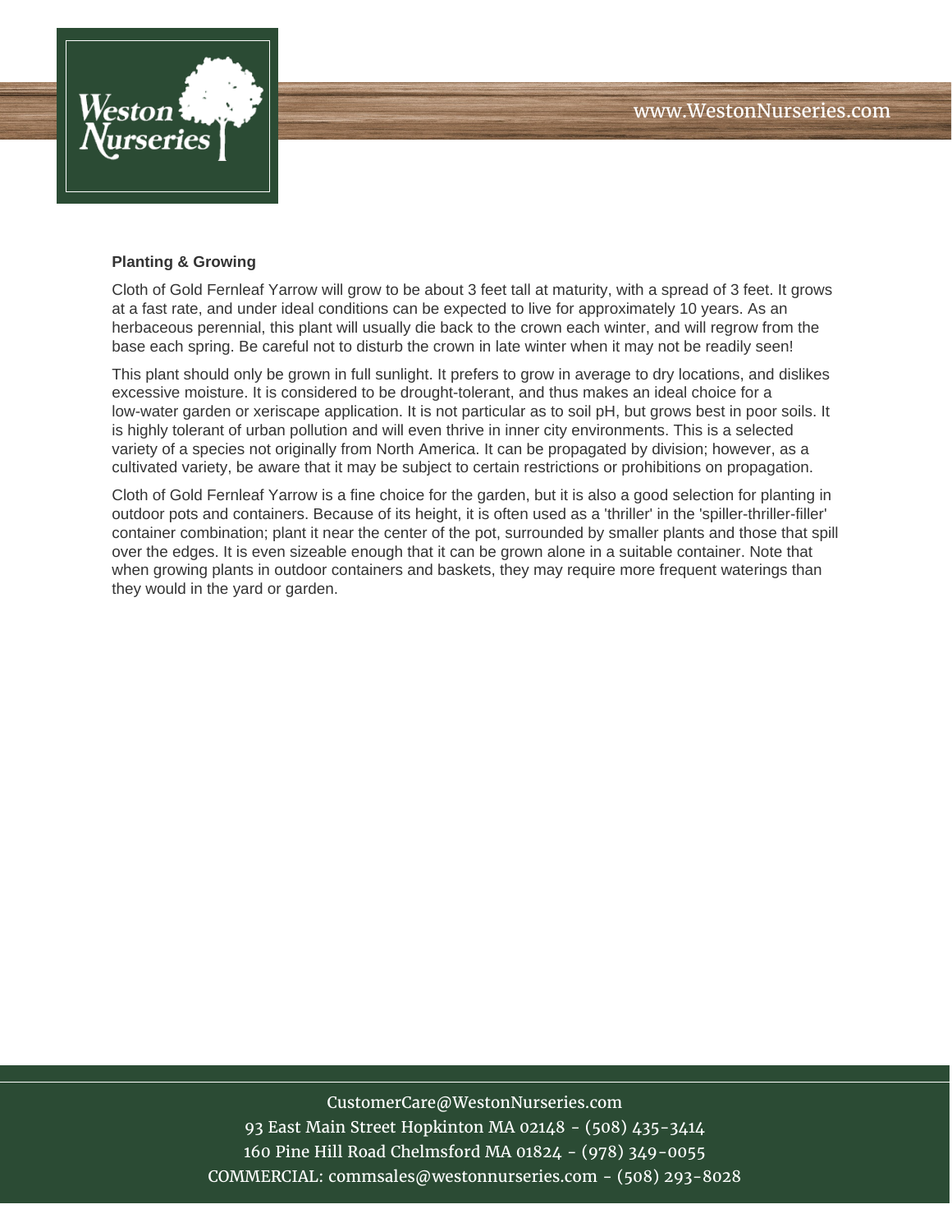**Planting & Growing**

Cloth of Gold Fernleaf Yarrow will grow to be about 3 feet tall at maturity, with a spread of 3 feet. It grows at a fast rate, and under ideal conditions can be expected to live for approximately 10 years. As an herbaceous perennial, this plant will usually die back to the crown each winter, and will regrow from the base each spring. Be careful not to disturb the crown in late winter when it may not be readily seen!

This plant should only be grown in full sunlight. It prefers to grow in average to dry locations, and dislikes excessive moisture. It is considered to be drought-tolerant, and thus makes an ideal choice for a low-water garden or xeriscape application. It is not particular as to soil pH, but grows best in poor soils. It is highly tolerant of urban pollution and will even thrive in inner city environments. This is a selected variety of a species not originally from North America. It can be propagated by division; however, as a cultivated variety, be aware that it may be subject to certain restrictions or prohibitions on propagation.

Cloth of Gold Fernleaf Yarrow is a fine choice for the garden, but it is also a good selection for planting in outdoor pots and containers. Because of its height, it is often used as a 'thriller' in the 'spiller-thriller-filler' container combination; plant it near the center of the pot, surrounded by smaller plants and those that spill over the edges. It is even sizeable enough that it can be grown alone in a suitable container. Note that when growing plants in outdoor containers and baskets, they may require more frequent waterings than they would in the yard or garden.